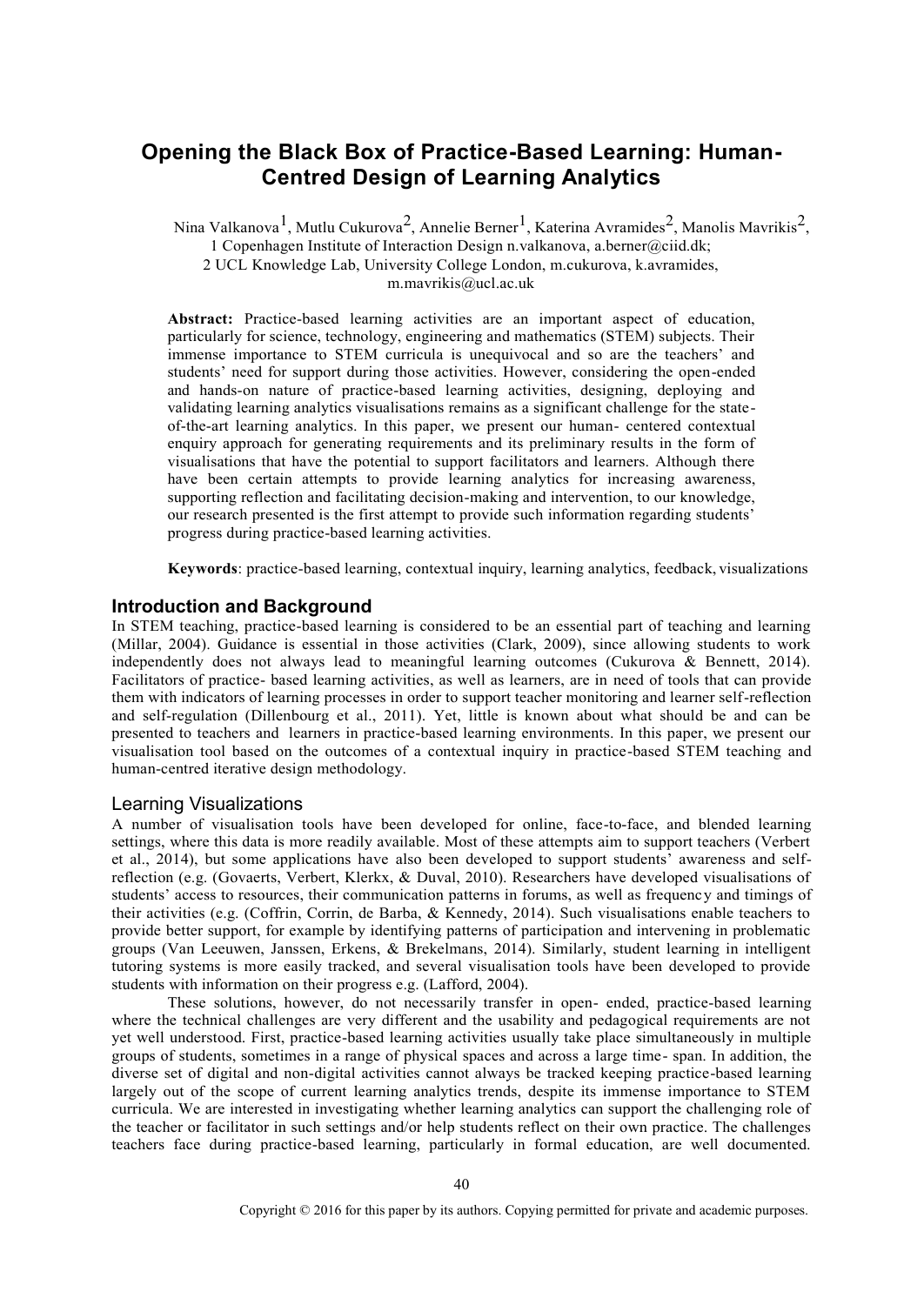# Opening the Black Box of Practice-Based Learning: Human-Centred Design of Learning Analytics

Nina Valkanova[1], Mutlu Cukurova[2], Annelie Berner[1], Katerina Avramides[2], Manolis Mavrikis[2],
1 Copenhagen Institute of Interaction Design n.valkanova, a.berner@ciid.dk;
2 UCL Knowledge Lab, University College London, m.cukurova, k.avramides, m.mavrikis@ucl.ac.uk

**Abstract:** Practice-based learning activities are an important aspect of education, particularly for science, technology, engineering and mathematics (STEM) subjects. Their immense importance to STEM curricula is unequivocal and so are the teachers' and students' need for support during those activities. However, considering the open-ended and hands-on nature of practice-based learning activities, designing, deploying and validating learning analytics visualisations remains as a significant challenge for the state-of-the-art learning analytics. In this paper, we present our human- centered contextual enquiry approach for generating requirements and its preliminary results in the form of visualisations that have the potential to support facilitators and learners. Although there have been certain attempts to provide learning analytics for increasing awareness, supporting reflection and facilitating decision-making and intervention, to our knowledge, our research presented is the first attempt to provide such information regarding students' progress during practice-based learning activities.

**Keywords**: practice-based learning, contextual inquiry, learning analytics, feedback, visualizations

## Introduction and Background

In STEM teaching, practice-based learning is considered to be an essential part of teaching and learning (Millar, 2004). Guidance is essential in those activities (Clark, 2009), since allowing students to work independently does not always lead to meaningful learning outcomes (Cukurova & Bennett, 2014). Facilitators of practice- based learning activities, as well as learners, are in need of tools that can provide them with indicators of learning processes in order to support teacher monitoring and learner self-reflection and self-regulation (Dillenbourg et al., 2011). Yet, little is known about what should be and can be presented to teachers and learners in practice-based learning environments. In this paper, we present our visualisation tool based on the outcomes of a contextual inquiry in practice-based STEM teaching and human-centred iterative design methodology.

### Learning Visualizations

A number of visualisation tools have been developed for online, face-to-face, and blended learning settings, where this data is more readily available. Most of these attempts aim to support teachers (Verbert et al., 2014), but some applications have also been developed to support students' awareness and self-reflection (e.g. (Govaerts, Verbert, Klerkx, & Duval, 2010). Researchers have developed visualisations of students' access to resources, their communication patterns in forums, as well as frequency and timings of their activities (e.g. (Coffrin, Corrin, de Barba, & Kennedy, 2014). Such visualisations enable teachers to provide better support, for example by identifying patterns of participation and intervening in problematic groups (Van Leeuwen, Janssen, Erkens, & Brekelmans, 2014). Similarly, student learning in intelligent tutoring systems is more easily tracked, and several visualisation tools have been developed to provide students with information on their progress e.g. (Lafford, 2004).

These solutions, however, do not necessarily transfer in open- ended, practice-based learning where the technical challenges are very different and the usability and pedagogical requirements are not yet well understood. First, practice-based learning activities usually take place simultaneously in multiple groups of students, sometimes in a range of physical spaces and across a large time- span. In addition, the diverse set of digital and non-digital activities cannot always be tracked keeping practice-based learning largely out of the scope of current learning analytics trends, despite its immense importance to STEM curricula. We are interested in investigating whether learning analytics can support the challenging role of the teacher or facilitator in such settings and/or help students reflect on their own practice. The challenges teachers face during practice-based learning, particularly in formal education, are well documented.

Copyright © 2016 for this paper by its authors. Copying permitted for private and academic purposes.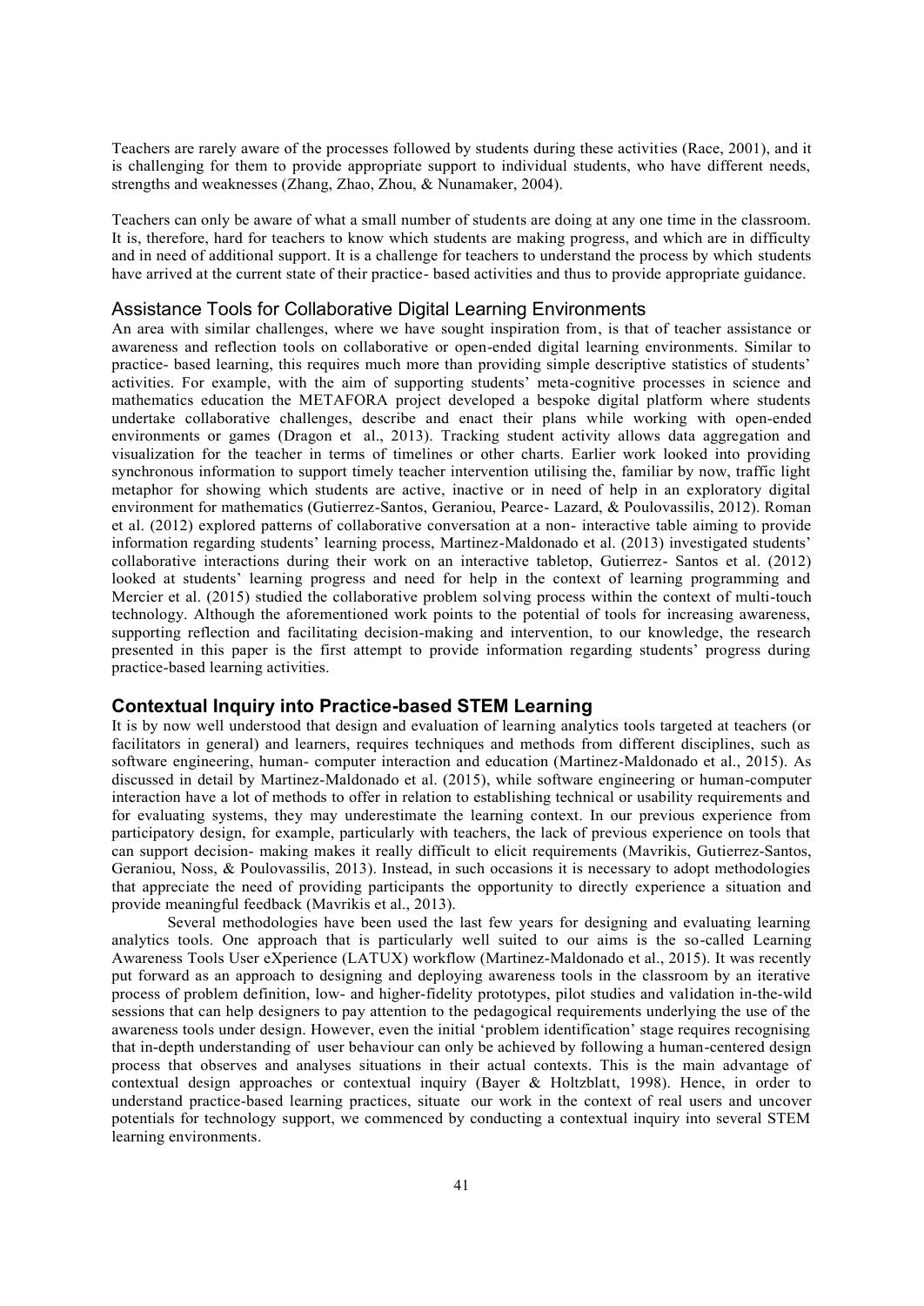Teachers are rarely aware of the processes followed by students during these activities (Race, 2001), and it is challenging for them to provide appropriate support to individual students, who have different needs, strengths and weaknesses (Zhang, Zhao, Zhou, & Nunamaker, 2004).

Teachers can only be aware of what a small number of students are doing at any one time in the classroom. It is, therefore, hard for teachers to know which students are making progress, and which are in difficulty and in need of additional support. It is a challenge for teachers to understand the process by which students have arrived at the current state of their practice- based activities and thus to provide appropriate guidance.

### Assistance Tools for Collaborative Digital Learning Environments

An area with similar challenges, where we have sought inspiration from, is that of teacher assistance or awareness and reflection tools on collaborative or open-ended digital learning environments. Similar to practice- based learning, this requires much more than providing simple descriptive statistics of students' activities. For example, with the aim of supporting students' meta-cognitive processes in science and mathematics education the METAFORA project developed a bespoke digital platform where students undertake collaborative challenges, describe and enact their plans while working with open-ended environments or games (Dragon et al., 2013). Tracking student activity allows data aggregation and visualization for the teacher in terms of timelines or other charts. Earlier work looked into providing synchronous information to support timely teacher intervention utilising the, familiar by now, traffic light metaphor for showing which students are active, inactive or in need of help in an exploratory digital environment for mathematics (Gutierrez-Santos, Geraniou, Pearce- Lazard, & Poulovassilis, 2012). Roman et al. (2012) explored patterns of collaborative conversation at a non- interactive table aiming to provide information regarding students' learning process, Martinez-Maldonado et al. (2013) investigated students' collaborative interactions during their work on an interactive tabletop, Gutierrez- Santos et al. (2012) looked at students' learning progress and need for help in the context of learning programming and Mercier et al. (2015) studied the collaborative problem solving process within the context of multi-touch technology. Although the aforementioned work points to the potential of tools for increasing awareness, supporting reflection and facilitating decision-making and intervention, to our knowledge, the research presented in this paper is the first attempt to provide information regarding students' progress during practice-based learning activities.

## Contextual Inquiry into Practice-based STEM Learning

It is by now well understood that design and evaluation of learning analytics tools targeted at teachers (or facilitators in general) and learners, requires techniques and methods from different disciplines, such as software engineering, human- computer interaction and education (Martinez-Maldonado et al., 2015). As discussed in detail by Martinez-Maldonado et al. (2015), while software engineering or human-computer interaction have a lot of methods to offer in relation to establishing technical or usability requirements and for evaluating systems, they may underestimate the learning context. In our previous experience from participatory design, for example, particularly with teachers, the lack of previous experience on tools that can support decision- making makes it really difficult to elicit requirements (Mavrikis, Gutierrez-Santos, Geraniou, Noss, & Poulovassilis, 2013). Instead, in such occasions it is necessary to adopt methodologies that appreciate the need of providing participants the opportunity to directly experience a situation and provide meaningful feedback (Mavrikis et al., 2013).

Several methodologies have been used the last few years for designing and evaluating learning analytics tools. One approach that is particularly well suited to our aims is the so-called Learning Awareness Tools User eXperience (LATUX) workflow (Martinez-Maldonado et al., 2015). It was recently put forward as an approach to designing and deploying awareness tools in the classroom by an iterative process of problem definition, low- and higher-fidelity prototypes, pilot studies and validation in-the-wild sessions that can help designers to pay attention to the pedagogical requirements underlying the use of the awareness tools under design. However, even the initial 'problem identification' stage requires recognising that in-depth understanding of user behaviour can only be achieved by following a human-centered design process that observes and analyses situations in their actual contexts. This is the main advantage of contextual design approaches or contextual inquiry (Bayer & Holtzblatt, 1998). Hence, in order to understand practice-based learning practices, situate our work in the context of real users and uncover potentials for technology support, we commenced by conducting a contextual inquiry into several STEM learning environments.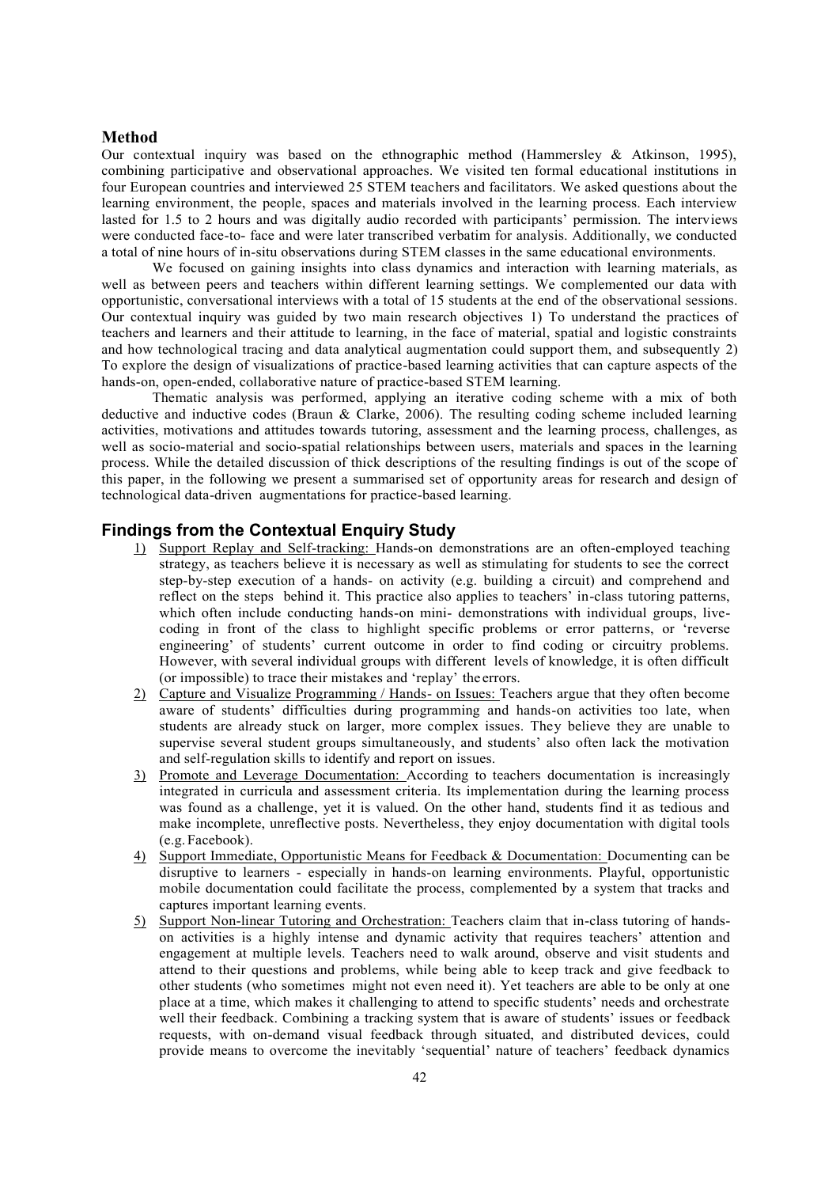## Method

Our contextual inquiry was based on the ethnographic method (Hammersley & Atkinson, 1995), combining participative and observational approaches. We visited ten formal educational institutions in four European countries and interviewed 25 STEM teachers and facilitators. We asked questions about the learning environment, the people, spaces and materials involved in the learning process. Each interview lasted for 1.5 to 2 hours and was digitally audio recorded with participants' permission. The interviews were conducted face-to- face and were later transcribed verbatim for analysis. Additionally, we conducted a total of nine hours of in-situ observations during STEM classes in the same educational environments.

We focused on gaining insights into class dynamics and interaction with learning materials, as well as between peers and teachers within different learning settings. We complemented our data with opportunistic, conversational interviews with a total of 15 students at the end of the observational sessions. Our contextual inquiry was guided by two main research objectives 1) To understand the practices of teachers and learners and their attitude to learning, in the face of material, spatial and logistic constraints and how technological tracing and data analytical augmentation could support them, and subsequently 2) To explore the design of visualizations of practice-based learning activities that can capture aspects of the hands-on, open-ended, collaborative nature of practice-based STEM learning.

Thematic analysis was performed, applying an iterative coding scheme with a mix of both deductive and inductive codes (Braun & Clarke, 2006). The resulting coding scheme included learning activities, motivations and attitudes towards tutoring, assessment and the learning process, challenges, as well as socio-material and socio-spatial relationships between users, materials and spaces in the learning process. While the detailed discussion of thick descriptions of the resulting findings is out of the scope of this paper, in the following we present a summarised set of opportunity areas for research and design of technological data-driven augmentations for practice-based learning.

## Findings from the Contextual Enquiry Study

1) Support Replay and Self-tracking: Hands-on demonstrations are an often-employed teaching strategy, as teachers believe it is necessary as well as stimulating for students to see the correct step-by-step execution of a hands- on activity (e.g. building a circuit) and comprehend and reflect on the steps behind it. This practice also applies to teachers' in-class tutoring patterns, which often include conducting hands-on mini- demonstrations with individual groups, live-coding in front of the class to highlight specific problems or error patterns, or 'reverse engineering' of students' current outcome in order to find coding or circuitry problems. However, with several individual groups with different levels of knowledge, it is often difficult (or impossible) to trace their mistakes and 'replay' the errors.
2) Capture and Visualize Programming / Hands- on Issues: Teachers argue that they often become aware of students' difficulties during programming and hands-on activities too late, when students are already stuck on larger, more complex issues. They believe they are unable to supervise several student groups simultaneously, and students' also often lack the motivation and self-regulation skills to identify and report on issues.
3) Promote and Leverage Documentation: According to teachers documentation is increasingly integrated in curricula and assessment criteria. Its implementation during the learning process was found as a challenge, yet it is valued. On the other hand, students find it as tedious and make incomplete, unreflective posts. Nevertheless, they enjoy documentation with digital tools (e.g. Facebook).
4) Support Immediate, Opportunistic Means for Feedback & Documentation: Documenting can be disruptive to learners - especially in hands-on learning environments. Playful, opportunistic mobile documentation could facilitate the process, complemented by a system that tracks and captures important learning events.
5) Support Non-linear Tutoring and Orchestration: Teachers claim that in-class tutoring of hands-on activities is a highly intense and dynamic activity that requires teachers' attention and engagement at multiple levels. Teachers need to walk around, observe and visit students and attend to their questions and problems, while being able to keep track and give feedback to other students (who sometimes might not even need it). Yet teachers are able to be only at one place at a time, which makes it challenging to attend to specific students' needs and orchestrate well their feedback. Combining a tracking system that is aware of students' issues or feedback requests, with on-demand visual feedback through situated, and distributed devices, could provide means to overcome the inevitably 'sequential' nature of teachers' feedback dynamics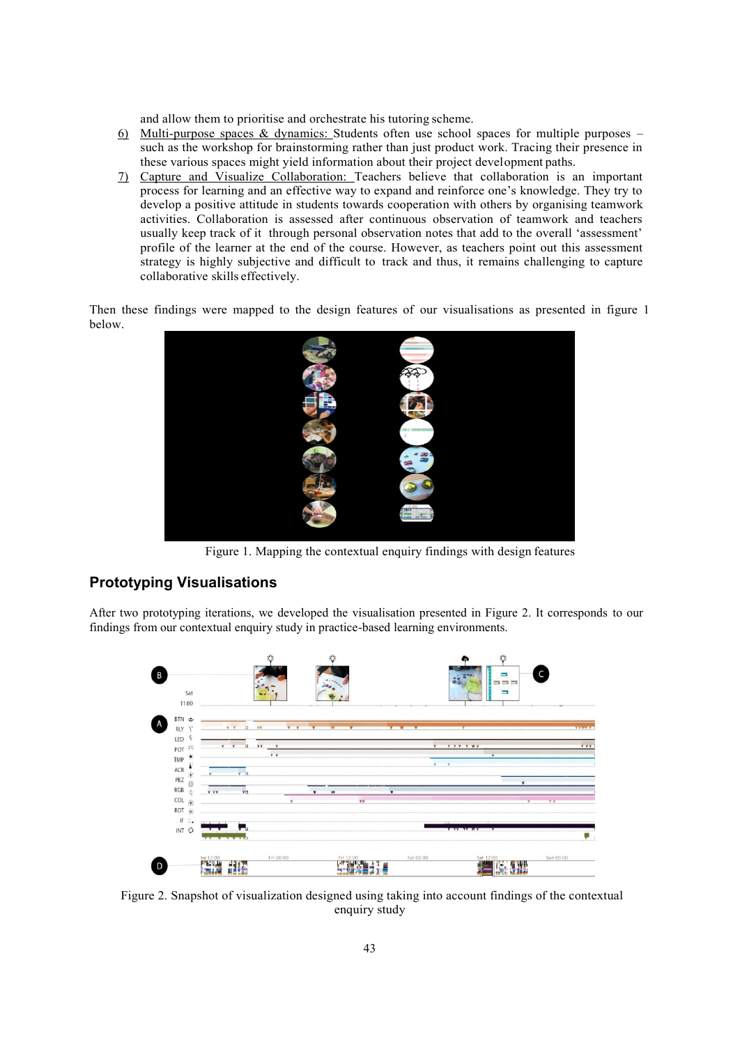and allow them to prioritise and orchestrate his tutoring scheme.

6) Multi-purpose spaces & dynamics: Students often use school spaces for multiple purposes – such as the workshop for brainstorming rather than just product work. Tracing their presence in these various spaces might yield information about their project development paths.
7) Capture and Visualize Collaboration: Teachers believe that collaboration is an important process for learning and an effective way to expand and reinforce one's knowledge. They try to develop a positive attitude in students towards cooperation with others by organising teamwork activities. Collaboration is assessed after continuous observation of teamwork and teachers usually keep track of it through personal observation notes that add to the overall 'assessment' profile of the learner at the end of the course. However, as teachers point out this assessment strategy is highly subjective and difficult to track and thus, it remains challenging to capture collaborative skills effectively.

Then these findings were mapped to the design features of our visualisations as presented in figure 1 below.

Figure 1. Mapping the contextual enquiry findings with design features

## Prototyping Visualisations

After two prototyping iterations, we developed the visualisation presented in Figure 2. It corresponds to our findings from our contextual enquiry study in practice-based learning environments.

Figure 2. Snapshot of visualization designed using taking into account findings of the contextual enquiry study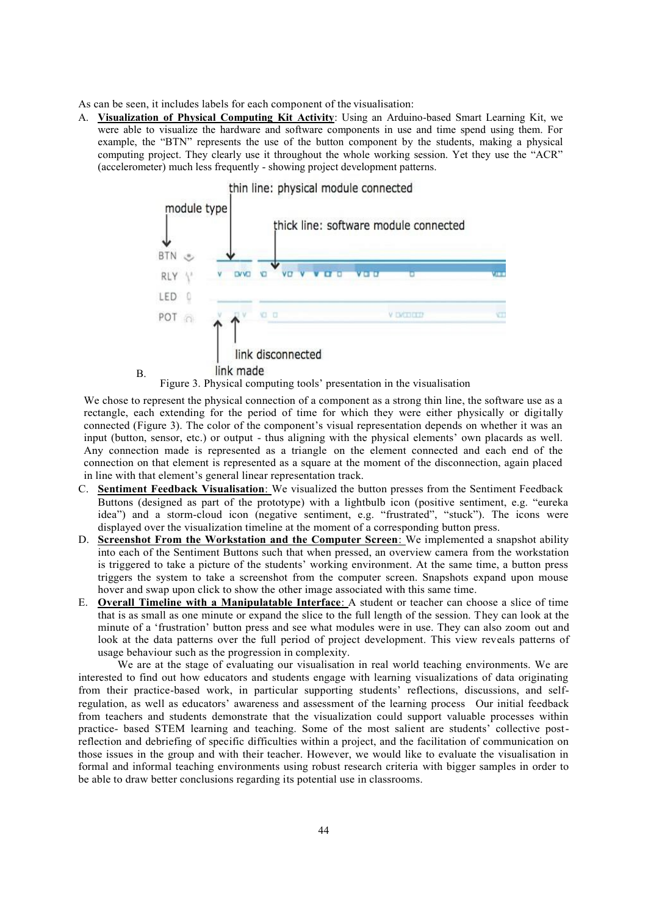As can be seen, it includes labels for each component of the visualisation:

A. **Visualization of Physical Computing Kit Activity**: Using an Arduino-based Smart Learning Kit, we were able to visualize the hardware and software components in use and time spend using them. For example, the "BTN" represents the use of the button component by the students, making a physical computing project. They clearly use it throughout the whole working session. Yet they use the "ACR" (accelerometer) much less frequently - showing project development patterns.

B.

Figure 3. Physical computing tools' presentation in the visualisation

We chose to represent the physical connection of a component as a strong thin line, the software use as a rectangle, each extending for the period of time for which they were either physically or digitally connected (Figure 3). The color of the component's visual representation depends on whether it was an input (button, sensor, etc.) or output - thus aligning with the physical elements' own placards as well. Any connection made is represented as a triangle on the element connected and each end of the connection on that element is represented as a square at the moment of the disconnection, again placed in line with that element's general linear representation track.

C. **Sentiment Feedback Visualisation**: We visualized the button presses from the Sentiment Feedback Buttons (designed as part of the prototype) with a lightbulb icon (positive sentiment, e.g. "eureka idea") and a storm-cloud icon (negative sentiment, e.g. "frustrated", "stuck"). The icons were displayed over the visualization timeline at the moment of a corresponding button press.

D. **Screenshot From the Workstation and the Computer Screen**: We implemented a snapshot ability into each of the Sentiment Buttons such that when pressed, an overview camera from the workstation is triggered to take a picture of the students' working environment. At the same time, a button press triggers the system to take a screenshot from the computer screen. Snapshots expand upon mouse hover and swap upon click to show the other image associated with this same time.

E. **Overall Timeline with a Manipulatable Interface**: A student or teacher can choose a slice of time that is as small as one minute or expand the slice to the full length of the session. They can look at the minute of a 'frustration' button press and see what modules were in use. They can also zoom out and look at the data patterns over the full period of project development. This view reveals patterns of usage behaviour such as the progression in complexity.

We are at the stage of evaluating our visualisation in real world teaching environments. We are interested to find out how educators and students engage with learning visualizations of data originating from their practice-based work, in particular supporting students' reflections, discussions, and self-regulation, as well as educators' awareness and assessment of the learning process Our initial feedback from teachers and students demonstrate that the visualization could support valuable processes within practice- based STEM learning and teaching. Some of the most salient are students' collective post-reflection and debriefing of specific difficulties within a project, and the facilitation of communication on those issues in the group and with their teacher. However, we would like to evaluate the visualisation in formal and informal teaching environments using robust research criteria with bigger samples in order to be able to draw better conclusions regarding its potential use in classrooms.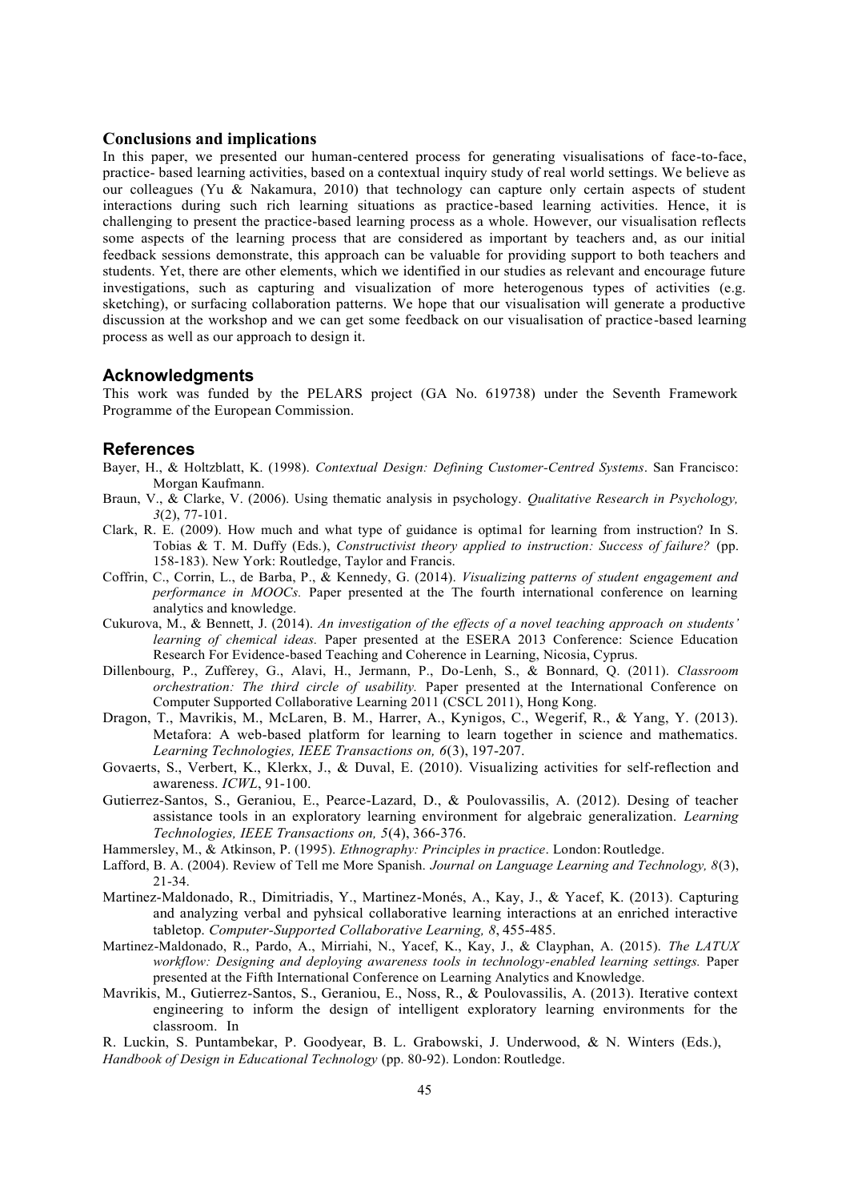## Conclusions and implications

In this paper, we presented our human-centered process for generating visualisations of face-to-face, practice- based learning activities, based on a contextual inquiry study of real world settings. We believe as our colleagues (Yu & Nakamura, 2010) that technology can capture only certain aspects of student interactions during such rich learning situations as practice-based learning activities. Hence, it is challenging to present the practice-based learning process as a whole. However, our visualisation reflects some aspects of the learning process that are considered as important by teachers and, as our initial feedback sessions demonstrate, this approach can be valuable for providing support to both teachers and students. Yet, there are other elements, which we identified in our studies as relevant and encourage future investigations, such as capturing and visualization of more heterogenous types of activities (e.g. sketching), or surfacing collaboration patterns. We hope that our visualisation will generate a productive discussion at the workshop and we can get some feedback on our visualisation of practice-based learning process as well as our approach to design it.

## Acknowledgments

This work was funded by the PELARS project (GA No. 619738) under the Seventh Framework Programme of the European Commission.

## References

Bayer, H., & Holtzblatt, K. (1998). *Contextual Design: Defining Customer-Centred Systems*. San Francisco: Morgan Kaufmann.

Braun, V., & Clarke, V. (2006). Using thematic analysis in psychology. *Qualitative Research in Psychology, 3*(2), 77-101.

Clark, R. E. (2009). How much and what type of guidance is optimal for learning from instruction? In S. Tobias & T. M. Duffy (Eds.), *Constructivist theory applied to instruction: Success of failure?* (pp. 158-183). New York: Routledge, Taylor and Francis.

Coffrin, C., Corrin, L., de Barba, P., & Kennedy, G. (2014). *Visualizing patterns of student engagement and performance in MOOCs.* Paper presented at the The fourth international conference on learning analytics and knowledge.

Cukurova, M., & Bennett, J. (2014). *An investigation of the effects of a novel teaching approach on students' learning of chemical ideas.* Paper presented at the ESERA 2013 Conference: Science Education Research For Evidence-based Teaching and Coherence in Learning, Nicosia, Cyprus.

Dillenbourg, P., Zufferey, G., Alavi, H., Jermann, P., Do-Lenh, S., & Bonnard, Q. (2011). *Classroom orchestration: The third circle of usability.* Paper presented at the International Conference on Computer Supported Collaborative Learning 2011 (CSCL 2011), Hong Kong.

Dragon, T., Mavrikis, M., McLaren, B. M., Harrer, A., Kynigos, C., Wegerif, R., & Yang, Y. (2013). Metafora: A web-based platform for learning to learn together in science and mathematics. *Learning Technologies, IEEE Transactions on, 6*(3), 197-207.

Govaerts, S., Verbert, K., Klerkx, J., & Duval, E. (2010). Visualizing activities for self-reflection and awareness. *ICWL*, 91-100.

Gutierrez-Santos, S., Geraniou, E., Pearce-Lazard, D., & Poulovassilis, A. (2012). Desing of teacher assistance tools in an exploratory learning environment for algebraic generalization. *Learning Technologies, IEEE Transactions on, 5*(4), 366-376.

Hammersley, M., & Atkinson, P. (1995). *Ethnography: Principles in practice*. London: Routledge.

Lafford, B. A. (2004). Review of Tell me More Spanish. *Journal on Language Learning and Technology, 8*(3), 21-34.

Martinez-Maldonado, R., Dimitriadis, Y., Martinez-Monés, A., Kay, J., & Yacef, K. (2013). Capturing and analyzing verbal and pyhsical collaborative learning interactions at an enriched interactive tabletop. *Computer-Supported Collaborative Learning, 8*, 455-485.

Martinez-Maldonado, R., Pardo, A., Mirriahi, N., Yacef, K., Kay, J., & Clayphan, A. (2015). *The LATUX workflow: Designing and deploying awareness tools in technology-enabled learning settings.* Paper presented at the Fifth International Conference on Learning Analytics and Knowledge.

Mavrikis, M., Gutierrez-Santos, S., Geraniou, E., Noss, R., & Poulovassilis, A. (2013). Iterative context engineering to inform the design of intelligent exploratory learning environments for the classroom. In R. Luckin, S. Puntambekar, P. Goodyear, B. L. Grabowski, J. Underwood, & N. Winters (Eds.), *Handbook of Design in Educational Technology* (pp. 80-92). London: Routledge.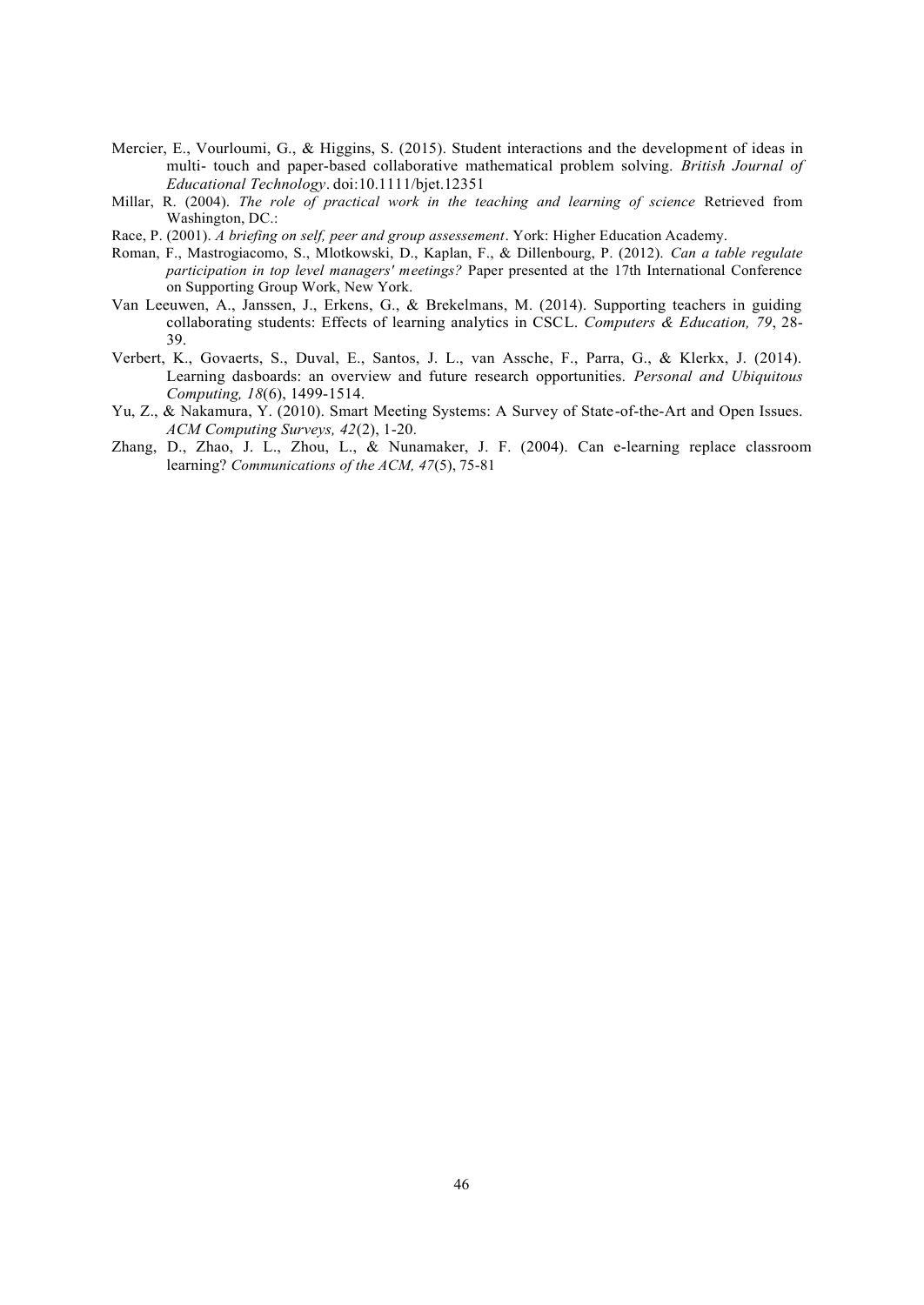Mercier, E., Vourloumi, G., & Higgins, S. (2015). Student interactions and the development of ideas in multi- touch and paper-based collaborative mathematical problem solving. *British Journal of Educational Technology*. doi:10.1111/bjet.12351

Millar, R. (2004). *The role of practical work in the teaching and learning of science* Retrieved from Washington, DC.:

Race, P. (2001). *A briefing on self, peer and group assessement*. York: Higher Education Academy.

Roman, F., Mastrogiacomo, S., Mlotkowski, D., Kaplan, F., & Dillenbourg, P. (2012). *Can a table regulate participation in top level managers' meetings?* Paper presented at the 17th International Conference on Supporting Group Work, New York.

Van Leeuwen, A., Janssen, J., Erkens, G., & Brekelmans, M. (2014). Supporting teachers in guiding collaborating students: Effects of learning analytics in CSCL. *Computers & Education, 79*, 28-39.

Verbert, K., Govaerts, S., Duval, E., Santos, J. L., van Assche, F., Parra, G., & Klerkx, J. (2014). Learning dasboards: an overview and future research opportunities. *Personal and Ubiquitous Computing, 18*(6), 1499-1514.

Yu, Z., & Nakamura, Y. (2010). Smart Meeting Systems: A Survey of State-of-the-Art and Open Issues. *ACM Computing Surveys, 42*(2), 1-20.

Zhang, D., Zhao, J. L., Zhou, L., & Nunamaker, J. F. (2004). Can e-learning replace classroom learning? *Communications of the ACM, 47*(5), 75-81